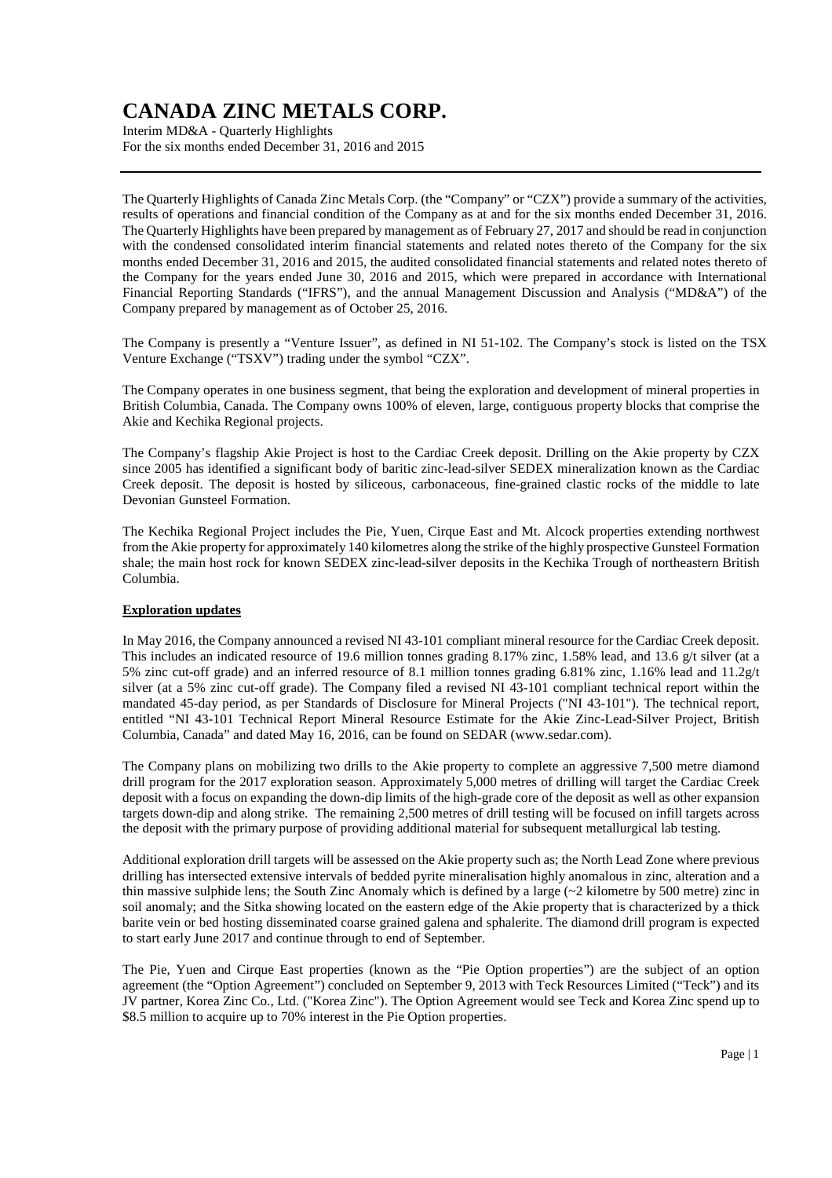# CANADA ZINC METALS CORP.

Interim MD&A - Quarterly Highlights
For the six months ended December 31, 2016 and 2015

The Quarterly Highlights of Canada Zinc Metals Corp. (the "Company" or "CZX") provide a summary of the activities, results of operations and financial condition of the Company as at and for the six months ended December 31, 2016. The Quarterly Highlights have been prepared by management as of February 27, 2017 and should be read in conjunction with the condensed consolidated interim financial statements and related notes thereto of the Company for the six months ended December 31, 2016 and 2015, the audited consolidated financial statements and related notes thereto of the Company for the years ended June 30, 2016 and 2015, which were prepared in accordance with International Financial Reporting Standards ("IFRS"), and the annual Management Discussion and Analysis ("MD&A") of the Company prepared by management as of October 25, 2016.

The Company is presently a "Venture Issuer", as defined in NI 51-102. The Company's stock is listed on the TSX Venture Exchange ("TSXV") trading under the symbol "CZX".

The Company operates in one business segment, that being the exploration and development of mineral properties in British Columbia, Canada. The Company owns 100% of eleven, large, contiguous property blocks that comprise the Akie and Kechika Regional projects.

The Company's flagship Akie Project is host to the Cardiac Creek deposit. Drilling on the Akie property by CZX since 2005 has identified a significant body of baritic zinc-lead-silver SEDEX mineralization known as the Cardiac Creek deposit. The deposit is hosted by siliceous, carbonaceous, fine-grained clastic rocks of the middle to late Devonian Gunsteel Formation.

The Kechika Regional Project includes the Pie, Yuen, Cirque East and Mt. Alcock properties extending northwest from the Akie property for approximately 140 kilometres along the strike of the highly prospective Gunsteel Formation shale; the main host rock for known SEDEX zinc-lead-silver deposits in the Kechika Trough of northeastern British Columbia.

**Exploration updates**

In May 2016, the Company announced a revised NI 43-101 compliant mineral resource for the Cardiac Creek deposit. This includes an indicated resource of 19.6 million tonnes grading 8.17% zinc, 1.58% lead, and 13.6 g/t silver (at a 5% zinc cut-off grade) and an inferred resource of 8.1 million tonnes grading 6.81% zinc, 1.16% lead and 11.2g/t silver (at a 5% zinc cut-off grade). The Company filed a revised NI 43-101 compliant technical report within the mandated 45-day period, as per Standards of Disclosure for Mineral Projects ("NI 43-101"). The technical report, entitled "NI 43-101 Technical Report Mineral Resource Estimate for the Akie Zinc-Lead-Silver Project, British Columbia, Canada" and dated May 16, 2016, can be found on SEDAR (www.sedar.com).

The Company plans on mobilizing two drills to the Akie property to complete an aggressive 7,500 metre diamond drill program for the 2017 exploration season. Approximately 5,000 metres of drilling will target the Cardiac Creek deposit with a focus on expanding the down-dip limits of the high-grade core of the deposit as well as other expansion targets down-dip and along strike. The remaining 2,500 metres of drill testing will be focused on infill targets across the deposit with the primary purpose of providing additional material for subsequent metallurgical lab testing.

Additional exploration drill targets will be assessed on the Akie property such as; the North Lead Zone where previous drilling has intersected extensive intervals of bedded pyrite mineralisation highly anomalous in zinc, alteration and a thin massive sulphide lens; the South Zinc Anomaly which is defined by a large (~2 kilometre by 500 metre) zinc in soil anomaly; and the Sitka showing located on the eastern edge of the Akie property that is characterized by a thick barite vein or bed hosting disseminated coarse grained galena and sphalerite. The diamond drill program is expected to start early June 2017 and continue through to end of September.

The Pie, Yuen and Cirque East properties (known as the "Pie Option properties") are the subject of an option agreement (the "Option Agreement") concluded on September 9, 2013 with Teck Resources Limited ("Teck") and its JV partner, Korea Zinc Co., Ltd. ("Korea Zinc"). The Option Agreement would see Teck and Korea Zinc spend up to $8.5 million to acquire up to 70% interest in the Pie Option properties.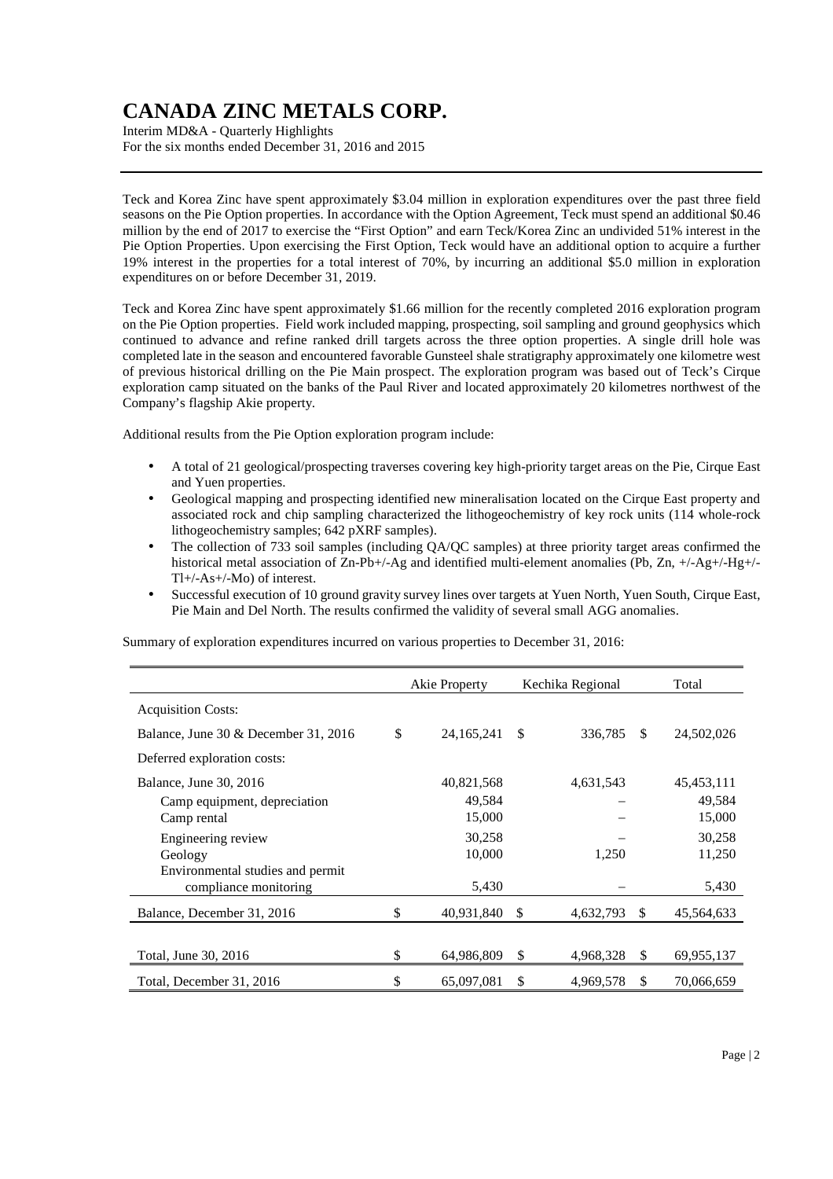Teck and Korea Zinc have spent approximately $3.04 million in exploration expenditures over the past three field seasons on the Pie Option properties. In accordance with the Option Agreement, Teck must spend an additional $0.46 million by the end of 2017 to exercise the "First Option" and earn Teck/Korea Zinc an undivided 51% interest in the Pie Option Properties. Upon exercising the First Option, Teck would have an additional option to acquire a further 19% interest in the properties for a total interest of 70%, by incurring an additional $5.0 million in exploration expenditures on or before December 31, 2019.

Teck and Korea Zinc have spent approximately $1.66 million for the recently completed 2016 exploration program on the Pie Option properties. Field work included mapping, prospecting, soil sampling and ground geophysics which continued to advance and refine ranked drill targets across the three option properties. A single drill hole was completed late in the season and encountered favorable Gunsteel shale stratigraphy approximately one kilometre west of previous historical drilling on the Pie Main prospect. The exploration program was based out of Teck's Cirque exploration camp situated on the banks of the Paul River and located approximately 20 kilometres northwest of the Company's flagship Akie property.

Additional results from the Pie Option exploration program include:

- A total of 21 geological/prospecting traverses covering key high-priority target areas on the Pie, Cirque East and Yuen properties.
- Geological mapping and prospecting identified new mineralisation located on the Cirque East property and associated rock and chip sampling characterized the lithogeochemistry of key rock units (114 whole-rock lithogeochemistry samples; 642 pXRF samples).
- The collection of 733 soil samples (including QA/QC samples) at three priority target areas confirmed the historical metal association of Zn-Pb+/-Ag and identified multi-element anomalies (Pb, Zn, +/-Ag+/-Hg+/-Tl+/-As+/-Mo) of interest.
- Successful execution of 10 ground gravity survey lines over targets at Yuen North, Yuen South, Cirque East, Pie Main and Del North. The results confirmed the validity of several small AGG anomalies.

Summary of exploration expenditures incurred on various properties to December 31, 2016:

| | Akie Property | Kechika Regional | Total |
|---|---|---|---|
| Acquisition Costs: | | | |
| Balance, June 30 & December 31, 2016 | $ 24,165,241 | $ 336,785 | $ 24,502,026 |
| Deferred exploration costs: | | | |
| Balance, June 30, 2016 | 40,821,568 | 4,631,543 | 45,453,111 |
| Camp equipment, depreciation | 49,584 | – | 49,584 |
| Camp rental | 15,000 | – | 15,000 |
| Engineering review | 30,258 | – | 30,258 |
| Geology | 10,000 | 1,250 | 11,250 |
| Environmental studies and permit compliance monitoring | 5,430 | – | 5,430 |
| Balance, December 31, 2016 | $ 40,931,840 | $ 4,632,793 | $ 45,564,633 |
| Total, June 30, 2016 | $ 64,986,809 | $ 4,968,328 | $ 69,955,137 |
| Total, December 31, 2016 | $ 65,097,081 | $ 4,969,578 | $ 70,066,659 |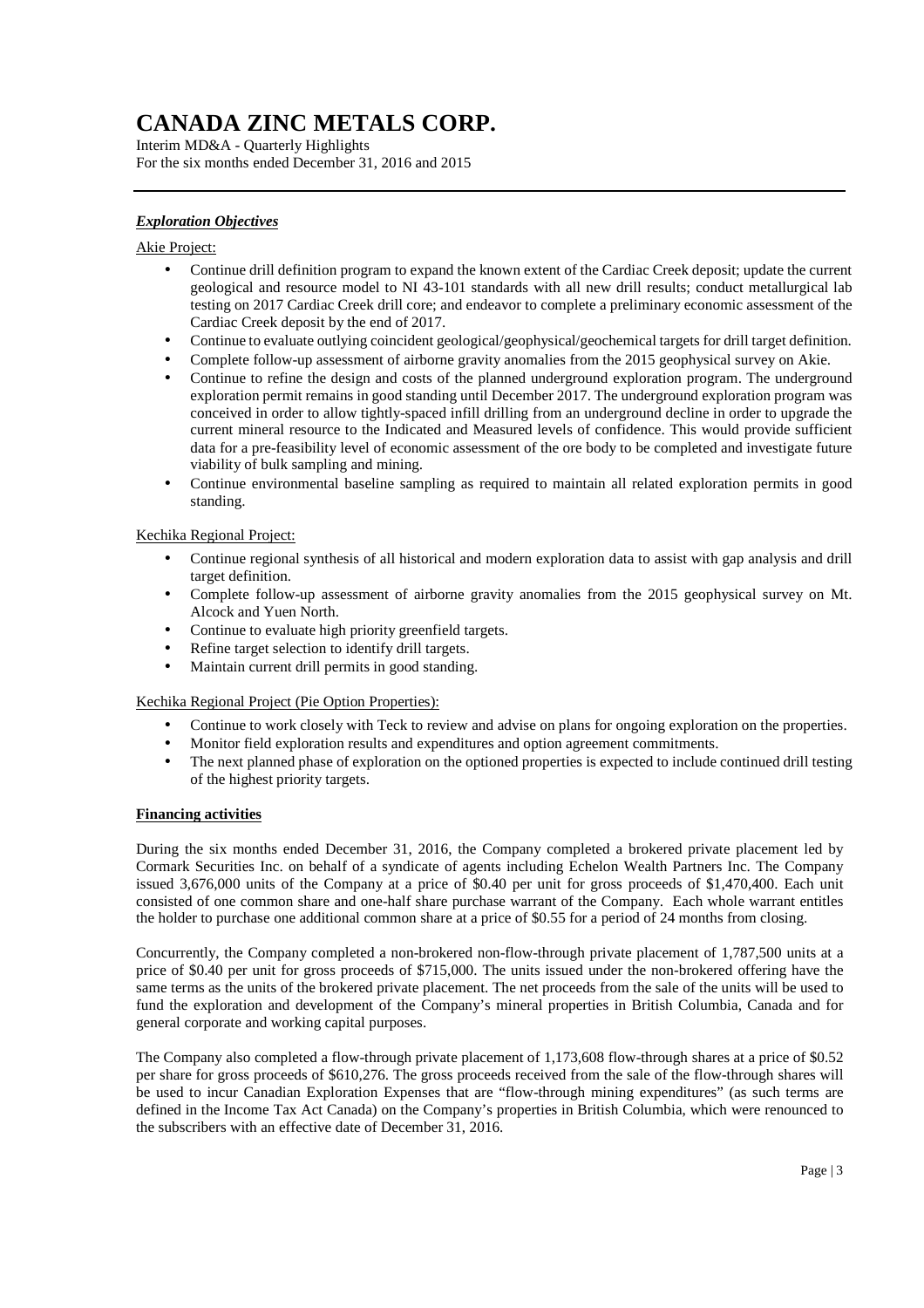### ***Exploration Objectives***

Akie Project:

- Continue drill definition program to expand the known extent of the Cardiac Creek deposit; update the current geological and resource model to NI 43-101 standards with all new drill results; conduct metallurgical lab testing on 2017 Cardiac Creek drill core; and endeavor to complete a preliminary economic assessment of the Cardiac Creek deposit by the end of 2017.
- Continue to evaluate outlying coincident geological/geophysical/geochemical targets for drill target definition.
- Complete follow-up assessment of airborne gravity anomalies from the 2015 geophysical survey on Akie.
- Continue to refine the design and costs of the planned underground exploration program. The underground exploration permit remains in good standing until December 2017. The underground exploration program was conceived in order to allow tightly-spaced infill drilling from an underground decline in order to upgrade the current mineral resource to the Indicated and Measured levels of confidence. This would provide sufficient data for a pre-feasibility level of economic assessment of the ore body to be completed and investigate future viability of bulk sampling and mining.
- Continue environmental baseline sampling as required to maintain all related exploration permits in good standing.

Kechika Regional Project:

- Continue regional synthesis of all historical and modern exploration data to assist with gap analysis and drill target definition.
- Complete follow-up assessment of airborne gravity anomalies from the 2015 geophysical survey on Mt. Alcock and Yuen North.
- Continue to evaluate high priority greenfield targets.
- Refine target selection to identify drill targets.
- Maintain current drill permits in good standing.

Kechika Regional Project (Pie Option Properties):

- Continue to work closely with Teck to review and advise on plans for ongoing exploration on the properties.
- Monitor field exploration results and expenditures and option agreement commitments.
- The next planned phase of exploration on the optioned properties is expected to include continued drill testing of the highest priority targets.

### **Financing activities**

During the six months ended December 31, 2016, the Company completed a brokered private placement led by Cormark Securities Inc. on behalf of a syndicate of agents including Echelon Wealth Partners Inc. The Company issued 3,676,000 units of the Company at a price of $0.40 per unit for gross proceeds of $1,470,400. Each unit consisted of one common share and one-half share purchase warrant of the Company. Each whole warrant entitles the holder to purchase one additional common share at a price of $0.55 for a period of 24 months from closing.

Concurrently, the Company completed a non-brokered non-flow-through private placement of 1,787,500 units at a price of $0.40 per unit for gross proceeds of $715,000. The units issued under the non-brokered offering have the same terms as the units of the brokered private placement. The net proceeds from the sale of the units will be used to fund the exploration and development of the Company's mineral properties in British Columbia, Canada and for general corporate and working capital purposes.

The Company also completed a flow-through private placement of 1,173,608 flow-through shares at a price of $0.52 per share for gross proceeds of $610,276. The gross proceeds received from the sale of the flow-through shares will be used to incur Canadian Exploration Expenses that are "flow-through mining expenditures" (as such terms are defined in the Income Tax Act Canada) on the Company's properties in British Columbia, which were renounced to the subscribers with an effective date of December 31, 2016.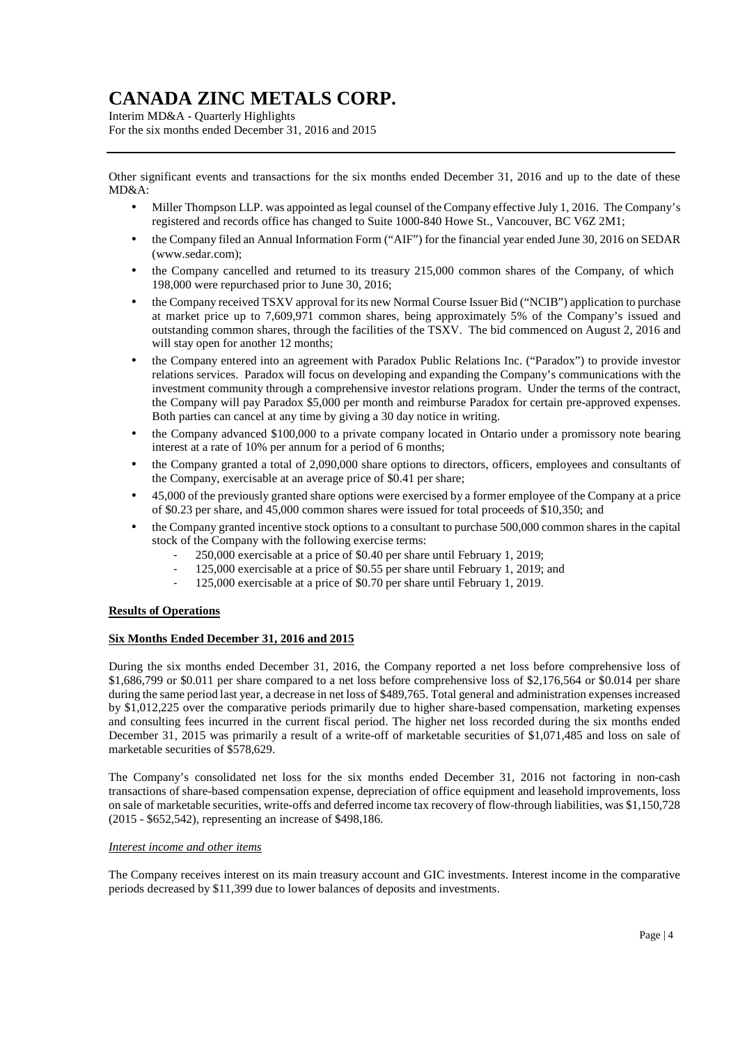Other significant events and transactions for the six months ended December 31, 2016 and up to the date of these MD&A:

- Miller Thompson LLP. was appointed as legal counsel of the Company effective July 1, 2016. The Company's registered and records office has changed to Suite 1000-840 Howe St., Vancouver, BC V6Z 2M1;
- the Company filed an Annual Information Form ("AIF") for the financial year ended June 30, 2016 on SEDAR (www.sedar.com);
- the Company cancelled and returned to its treasury 215,000 common shares of the Company, of which 198,000 were repurchased prior to June 30, 2016;
- the Company received TSXV approval for its new Normal Course Issuer Bid ("NCIB") application to purchase at market price up to 7,609,971 common shares, being approximately 5% of the Company's issued and outstanding common shares, through the facilities of the TSXV. The bid commenced on August 2, 2016 and will stay open for another 12 months;
- the Company entered into an agreement with Paradox Public Relations Inc. ("Paradox") to provide investor relations services. Paradox will focus on developing and expanding the Company's communications with the investment community through a comprehensive investor relations program. Under the terms of the contract, the Company will pay Paradox $5,000 per month and reimburse Paradox for certain pre-approved expenses. Both parties can cancel at any time by giving a 30 day notice in writing.
- the Company advanced $100,000 to a private company located in Ontario under a promissory note bearing interest at a rate of 10% per annum for a period of 6 months;
- the Company granted a total of 2,090,000 share options to directors, officers, employees and consultants of the Company, exercisable at an average price of $0.41 per share;
- 45,000 of the previously granted share options were exercised by a former employee of the Company at a price of $0.23 per share, and 45,000 common shares were issued for total proceeds of $10,350; and
- the Company granted incentive stock options to a consultant to purchase 500,000 common shares in the capital stock of the Company with the following exercise terms:
  - 250,000 exercisable at a price of $0.40 per share until February 1, 2019;
  - 125,000 exercisable at a price of $0.55 per share until February 1, 2019; and
  - 125,000 exercisable at a price of $0.70 per share until February 1, 2019.

## Results of Operations

### Six Months Ended December 31, 2016 and 2015

During the six months ended December 31, 2016, the Company reported a net loss before comprehensive loss of $1,686,799 or $0.011 per share compared to a net loss before comprehensive loss of $2,176,564 or $0.014 per share during the same period last year, a decrease in net loss of $489,765. Total general and administration expenses increased by $1,012,225 over the comparative periods primarily due to higher share-based compensation, marketing expenses and consulting fees incurred in the current fiscal period. The higher net loss recorded during the six months ended December 31, 2015 was primarily a result of a write-off of marketable securities of $1,071,485 and loss on sale of marketable securities of $578,629.

The Company's consolidated net loss for the six months ended December 31, 2016 not factoring in non-cash transactions of share-based compensation expense, depreciation of office equipment and leasehold improvements, loss on sale of marketable securities, write-offs and deferred income tax recovery of flow-through liabilities, was $1,150,728 (2015 - $652,542), representing an increase of $498,186.

*Interest income and other items*

The Company receives interest on its main treasury account and GIC investments. Interest income in the comparative periods decreased by $11,399 due to lower balances of deposits and investments.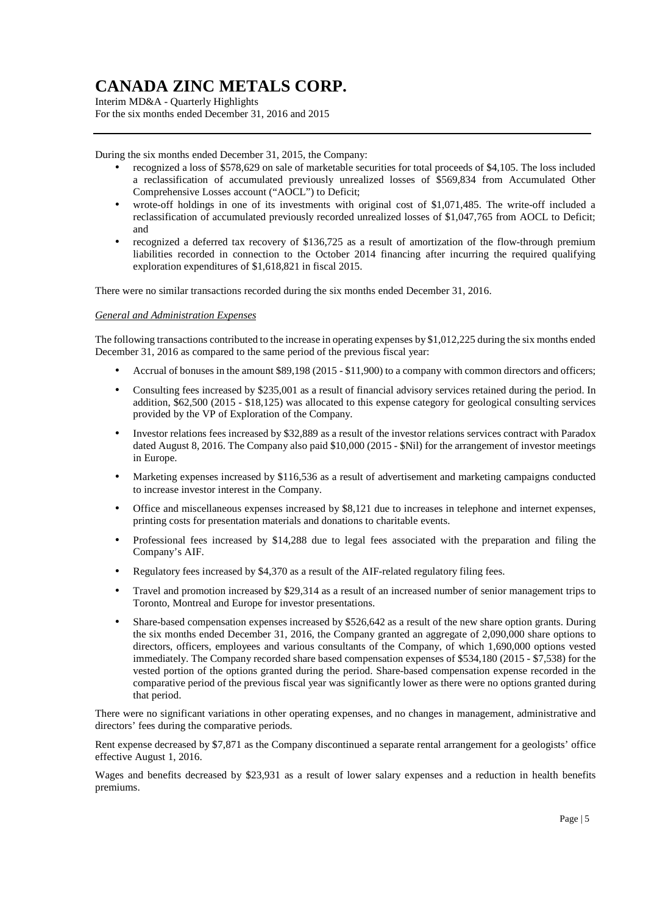During the six months ended December 31, 2015, the Company:

- recognized a loss of $578,629 on sale of marketable securities for total proceeds of $4,105. The loss included a reclassification of accumulated previously unrealized losses of $569,834 from Accumulated Other Comprehensive Losses account ("AOCL") to Deficit;
- wrote-off holdings in one of its investments with original cost of $1,071,485. The write-off included a reclassification of accumulated previously recorded unrealized losses of $1,047,765 from AOCL to Deficit; and
- recognized a deferred tax recovery of $136,725 as a result of amortization of the flow-through premium liabilities recorded in connection to the October 2014 financing after incurring the required qualifying exploration expenditures of $1,618,821 in fiscal 2015.

There were no similar transactions recorded during the six months ended December 31, 2016.

*General and Administration Expenses*

The following transactions contributed to the increase in operating expenses by $1,012,225 during the six months ended December 31, 2016 as compared to the same period of the previous fiscal year:

- Accrual of bonuses in the amount $89,198 (2015 - $11,900) to a company with common directors and officers;
- Consulting fees increased by $235,001 as a result of financial advisory services retained during the period. In addition, $62,500 (2015 - $18,125) was allocated to this expense category for geological consulting services provided by the VP of Exploration of the Company.
- Investor relations fees increased by $32,889 as a result of the investor relations services contract with Paradox dated August 8, 2016. The Company also paid $10,000 (2015 - $Nil) for the arrangement of investor meetings in Europe.
- Marketing expenses increased by $116,536 as a result of advertisement and marketing campaigns conducted to increase investor interest in the Company.
- Office and miscellaneous expenses increased by $8,121 due to increases in telephone and internet expenses, printing costs for presentation materials and donations to charitable events.
- Professional fees increased by $14,288 due to legal fees associated with the preparation and filing the Company's AIF.
- Regulatory fees increased by $4,370 as a result of the AIF-related regulatory filing fees.
- Travel and promotion increased by $29,314 as a result of an increased number of senior management trips to Toronto, Montreal and Europe for investor presentations.
- Share-based compensation expenses increased by $526,642 as a result of the new share option grants. During the six months ended December 31, 2016, the Company granted an aggregate of 2,090,000 share options to directors, officers, employees and various consultants of the Company, of which 1,690,000 options vested immediately. The Company recorded share based compensation expenses of $534,180 (2015 - $7,538) for the vested portion of the options granted during the period. Share-based compensation expense recorded in the comparative period of the previous fiscal year was significantly lower as there were no options granted during that period.

There were no significant variations in other operating expenses, and no changes in management, administrative and directors' fees during the comparative periods.

Rent expense decreased by $7,871 as the Company discontinued a separate rental arrangement for a geologists' office effective August 1, 2016.

Wages and benefits decreased by $23,931 as a result of lower salary expenses and a reduction in health benefits premiums.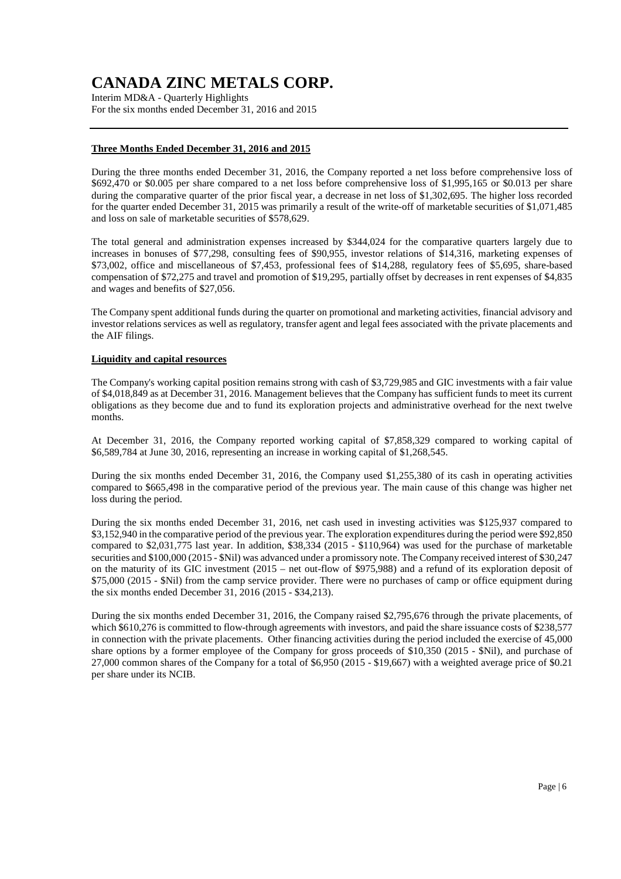### Three Months Ended December 31, 2016 and 2015

During the three months ended December 31, 2016, the Company reported a net loss before comprehensive loss of $692,470 or $0.005 per share compared to a net loss before comprehensive loss of $1,995,165 or $0.013 per share during the comparative quarter of the prior fiscal year, a decrease in net loss of $1,302,695. The higher loss recorded for the quarter ended December 31, 2015 was primarily a result of the write-off of marketable securities of $1,071,485 and loss on sale of marketable securities of $578,629.

The total general and administration expenses increased by $344,024 for the comparative quarters largely due to increases in bonuses of $77,298, consulting fees of $90,955, investor relations of $14,316, marketing expenses of $73,002, office and miscellaneous of $7,453, professional fees of $14,288, regulatory fees of $5,695, share-based compensation of $72,275 and travel and promotion of $19,295, partially offset by decreases in rent expenses of $4,835 and wages and benefits of $27,056.

The Company spent additional funds during the quarter on promotional and marketing activities, financial advisory and investor relations services as well as regulatory, transfer agent and legal fees associated with the private placements and the AIF filings.

### Liquidity and capital resources

The Company's working capital position remains strong with cash of $3,729,985 and GIC investments with a fair value of $4,018,849 as at December 31, 2016. Management believes that the Company has sufficient funds to meet its current obligations as they become due and to fund its exploration projects and administrative overhead for the next twelve months.

At December 31, 2016, the Company reported working capital of $7,858,329 compared to working capital of $6,589,784 at June 30, 2016, representing an increase in working capital of $1,268,545.

During the six months ended December 31, 2016, the Company used $1,255,380 of its cash in operating activities compared to $665,498 in the comparative period of the previous year. The main cause of this change was higher net loss during the period.

During the six months ended December 31, 2016, net cash used in investing activities was $125,937 compared to $3,152,940 in the comparative period of the previous year. The exploration expenditures during the period were $92,850 compared to $2,031,775 last year. In addition, $38,334 (2015 - $110,964) was used for the purchase of marketable securities and $100,000 (2015 - $Nil) was advanced under a promissory note. The Company received interest of $30,247 on the maturity of its GIC investment (2015 – net out-flow of $975,988) and a refund of its exploration deposit of $75,000 (2015 - $Nil) from the camp service provider. There were no purchases of camp or office equipment during the six months ended December 31, 2016 (2015 - $34,213).

During the six months ended December 31, 2016, the Company raised $2,795,676 through the private placements, of which $610,276 is committed to flow-through agreements with investors, and paid the share issuance costs of $238,577 in connection with the private placements. Other financing activities during the period included the exercise of 45,000 share options by a former employee of the Company for gross proceeds of $10,350 (2015 - $Nil), and purchase of 27,000 common shares of the Company for a total of $6,950 (2015 - $19,667) with a weighted average price of $0.21 per share under its NCIB.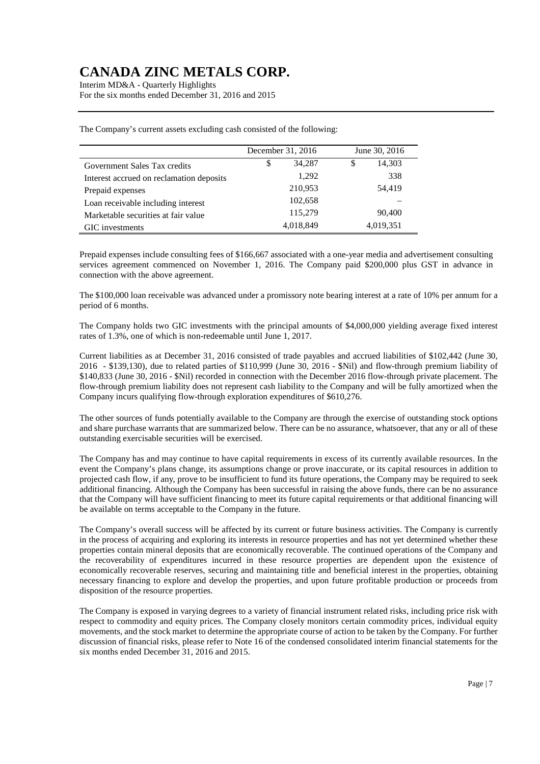# CANADA ZINC METALS CORP.

Interim MD&A - Quarterly Highlights
For the six months ended December 31, 2016 and 2015

The Company's current assets excluding cash consisted of the following:

| | December 31, 2016 | June 30, 2016 |
|---|---|---|
| Government Sales Tax credits | $ 34,287 | $ 14,303 |
| Interest accrued on reclamation deposits | 1,292 | 338 |
| Prepaid expenses | 210,953 | 54,419 |
| Loan receivable including interest | 102,658 | – |
| Marketable securities at fair value | 115,279 | 90,400 |
| GIC investments | 4,018,849 | 4,019,351 |

Prepaid expenses include consulting fees of $166,667 associated with a one-year media and advertisement consulting services agreement commenced on November 1, 2016. The Company paid $200,000 plus GST in advance in connection with the above agreement.

The $100,000 loan receivable was advanced under a promissory note bearing interest at a rate of 10% per annum for a period of 6 months.

The Company holds two GIC investments with the principal amounts of $4,000,000 yielding average fixed interest rates of 1.3%, one of which is non-redeemable until June 1, 2017.

Current liabilities as at December 31, 2016 consisted of trade payables and accrued liabilities of $102,442 (June 30, 2016 - $139,130), due to related parties of $110,999 (June 30, 2016 - $Nil) and flow-through premium liability of $140,833 (June 30, 2016 - $Nil) recorded in connection with the December 2016 flow-through private placement. The flow-through premium liability does not represent cash liability to the Company and will be fully amortized when the Company incurs qualifying flow-through exploration expenditures of $610,276.

The other sources of funds potentially available to the Company are through the exercise of outstanding stock options and share purchase warrants that are summarized below. There can be no assurance, whatsoever, that any or all of these outstanding exercisable securities will be exercised.

The Company has and may continue to have capital requirements in excess of its currently available resources. In the event the Company's plans change, its assumptions change or prove inaccurate, or its capital resources in addition to projected cash flow, if any, prove to be insufficient to fund its future operations, the Company may be required to seek additional financing. Although the Company has been successful in raising the above funds, there can be no assurance that the Company will have sufficient financing to meet its future capital requirements or that additional financing will be available on terms acceptable to the Company in the future.

The Company's overall success will be affected by its current or future business activities. The Company is currently in the process of acquiring and exploring its interests in resource properties and has not yet determined whether these properties contain mineral deposits that are economically recoverable. The continued operations of the Company and the recoverability of expenditures incurred in these resource properties are dependent upon the existence of economically recoverable reserves, securing and maintaining title and beneficial interest in the properties, obtaining necessary financing to explore and develop the properties, and upon future profitable production or proceeds from disposition of the resource properties.

The Company is exposed in varying degrees to a variety of financial instrument related risks, including price risk with respect to commodity and equity prices. The Company closely monitors certain commodity prices, individual equity movements, and the stock market to determine the appropriate course of action to be taken by the Company. For further discussion of financial risks, please refer to Note 16 of the condensed consolidated interim financial statements for the six months ended December 31, 2016 and 2015.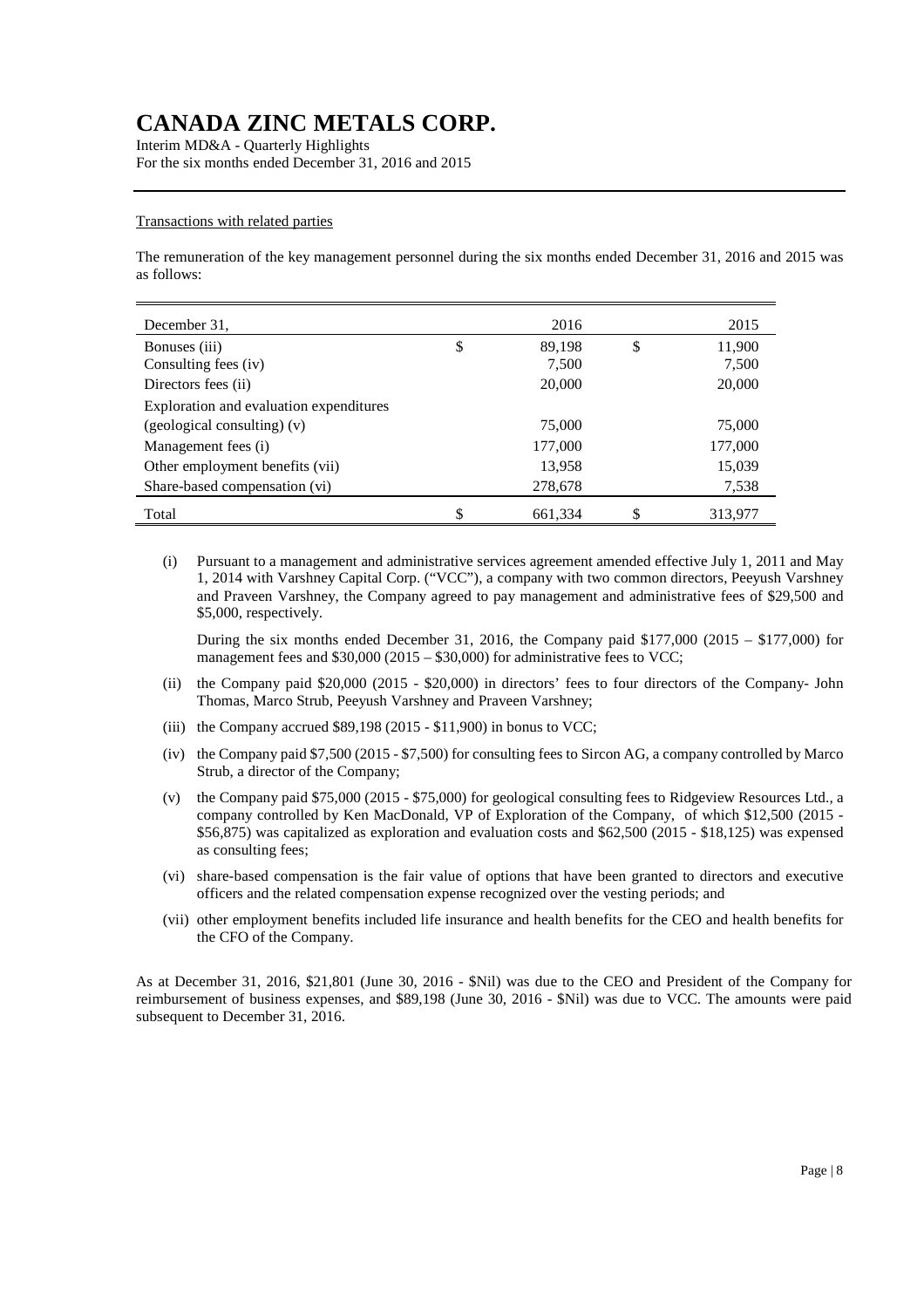# CANADA ZINC METALS CORP.

Interim MD&A - Quarterly Highlights
For the six months ended December 31, 2016 and 2015

Transactions with related parties

The remuneration of the key management personnel during the six months ended December 31, 2016 and 2015 was as follows:

| December 31, | | 2016 | | 2015 |
|---|---|---|---|---|
| Bonuses (iii) | $ | 89,198 | $ | 11,900 |
| Consulting fees (iv) | | 7,500 | | 7,500 |
| Directors fees (ii) | | 20,000 | | 20,000 |
| Exploration and evaluation expenditures (geological consulting) (v) | | 75,000 | | 75,000 |
| Management fees (i) | | 177,000 | | 177,000 |
| Other employment benefits (vii) | | 13,958 | | 15,039 |
| Share-based compensation (vi) | | 278,678 | | 7,538 |
| Total | $ | 661,334 | $ | 313,977 |

(i) Pursuant to a management and administrative services agreement amended effective July 1, 2011 and May 1, 2014 with Varshney Capital Corp. ("VCC"), a company with two common directors, Peeyush Varshney and Praveen Varshney, the Company agreed to pay management and administrative fees of $29,500 and $5,000, respectively.

During the six months ended December 31, 2016, the Company paid $177,000 (2015 – $177,000) for management fees and $30,000 (2015 – $30,000) for administrative fees to VCC;

(ii) the Company paid $20,000 (2015 - $20,000) in directors' fees to four directors of the Company- John Thomas, Marco Strub, Peeyush Varshney and Praveen Varshney;

(iii) the Company accrued $89,198 (2015 - $11,900) in bonus to VCC;

(iv) the Company paid $7,500 (2015 - $7,500) for consulting fees to Sircon AG, a company controlled by Marco Strub, a director of the Company;

(v) the Company paid $75,000 (2015 - $75,000) for geological consulting fees to Ridgeview Resources Ltd., a company controlled by Ken MacDonald, VP of Exploration of the Company, of which $12,500 (2015 - $56,875) was capitalized as exploration and evaluation costs and $62,500 (2015 - $18,125) was expensed as consulting fees;

(vi) share-based compensation is the fair value of options that have been granted to directors and executive officers and the related compensation expense recognized over the vesting periods; and

(vii) other employment benefits included life insurance and health benefits for the CEO and health benefits for the CFO of the Company.

As at December 31, 2016, $21,801 (June 30, 2016 - $Nil) was due to the CEO and President of the Company for reimbursement of business expenses, and $89,198 (June 30, 2016 - $Nil) was due to VCC. The amounts were paid subsequent to December 31, 2016.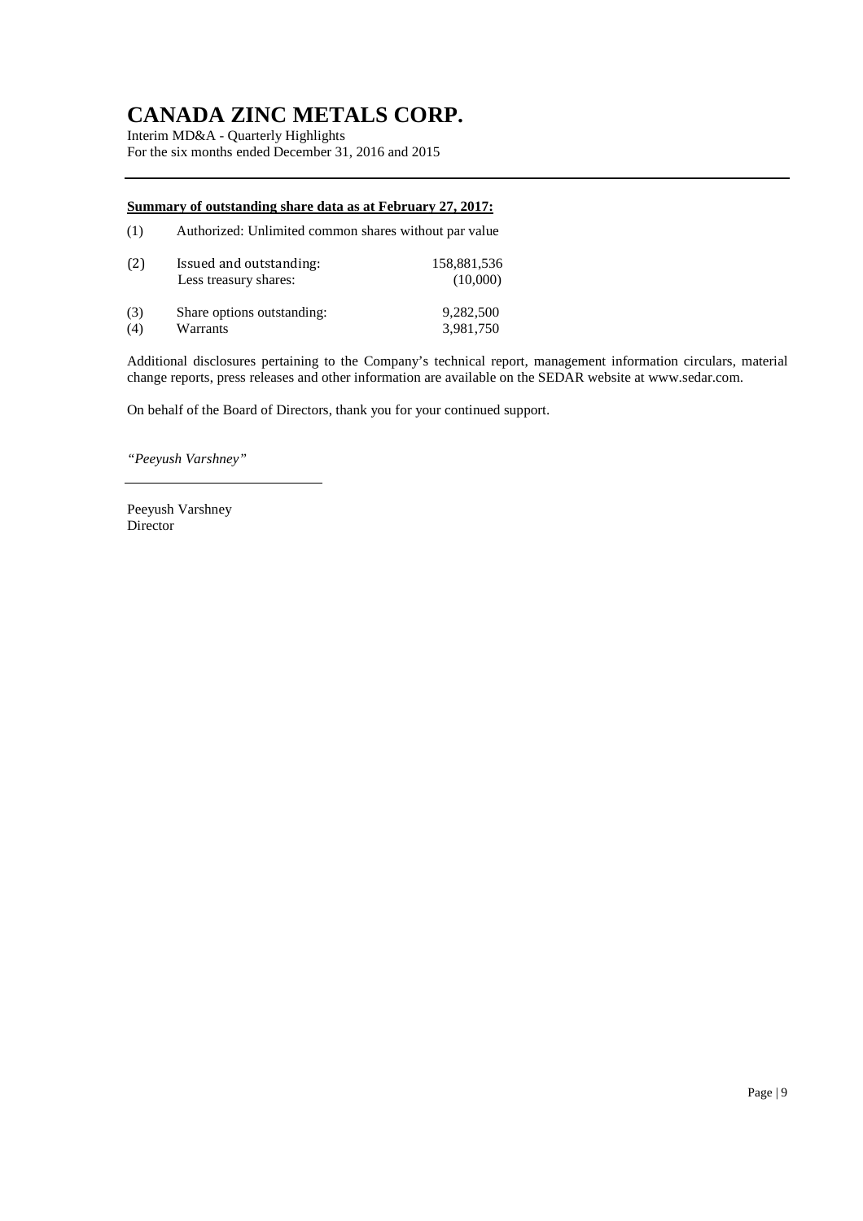# CANADA ZINC METALS CORP.

Interim MD&A - Quarterly Highlights
For the six months ended December 31, 2016 and 2015

**Summary of outstanding share data as at February 27, 2017:**

| | | |
|---|---|---|
| (1) | Authorized: Unlimited common shares without par value | |
| (2) | Issued and outstanding: | 158,881,536 |
| | Less treasury shares: | (10,000) |
| (3) | Share options outstanding: | 9,282,500 |
| (4) | Warrants | 3,981,750 |

Additional disclosures pertaining to the Company's technical report, management information circulars, material change reports, press releases and other information are available on the SEDAR website at www.sedar.com.

On behalf of the Board of Directors, thank you for your continued support.

*"Peeyush Varshney"*

Peeyush Varshney
Director